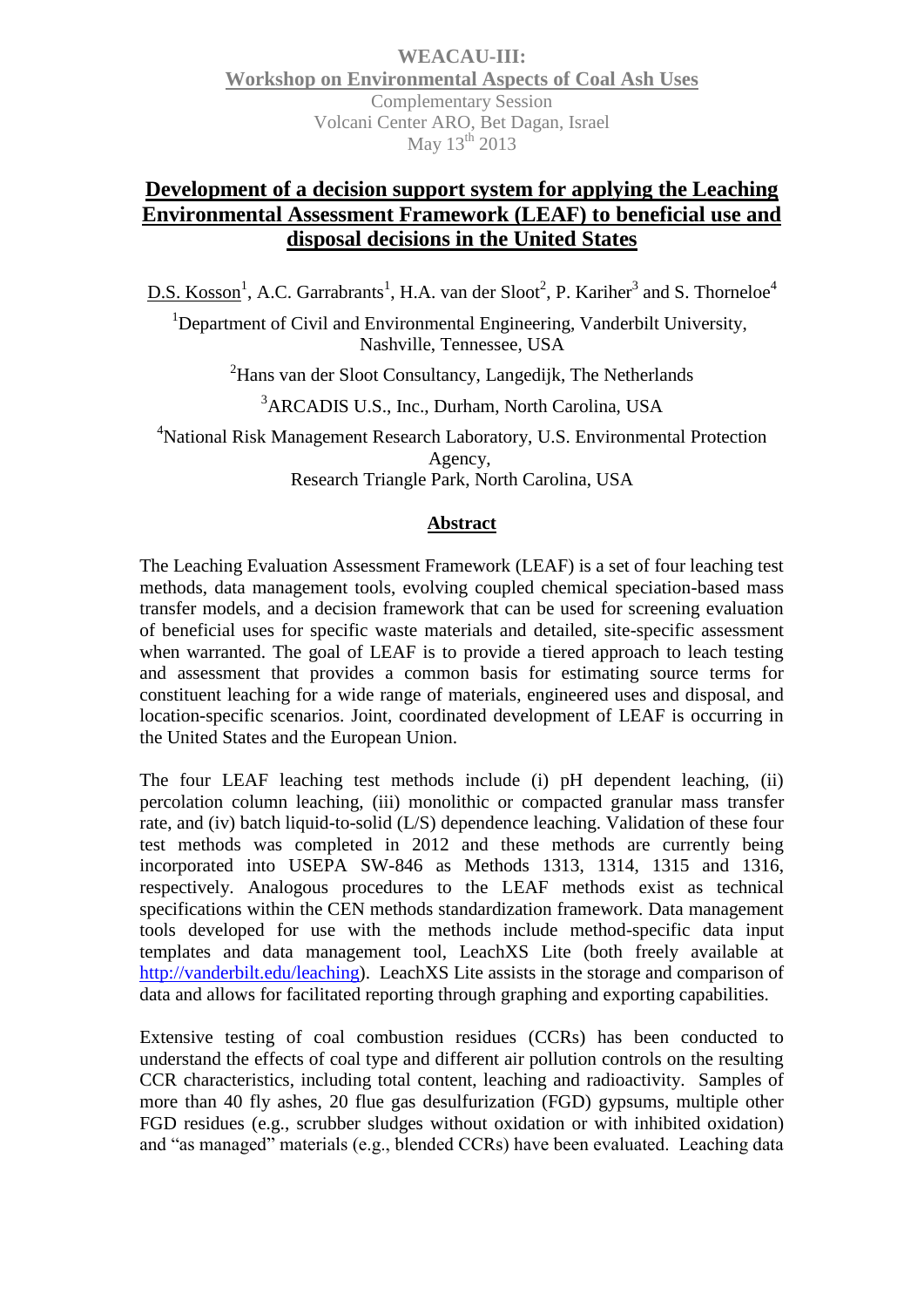**WEACAU-III:**
**Workshop on Environmental Aspects of Coal Ash Uses**
Complementary Session
Volcani Center ARO, Bet Dagan, Israel
May 13th 2013

# Development of a decision support system for applying the Leaching Environmental Assessment Framework (LEAF) to beneficial use and disposal decisions in the United States

D.S. Kosson[1], A.C. Garrabrants[1], H.A. van der Sloot[2], P. Kariher[3] and S. Thorneloe[4]

[1]Department of Civil and Environmental Engineering, Vanderbilt University, Nashville, Tennessee, USA

[2]Hans van der Sloot Consultancy, Langedijk, The Netherlands

[3]ARCADIS U.S., Inc., Durham, North Carolina, USA

[4]National Risk Management Research Laboratory, U.S. Environmental Protection Agency,
Research Triangle Park, North Carolina, USA

## Abstract

The Leaching Evaluation Assessment Framework (LEAF) is a set of four leaching test methods, data management tools, evolving coupled chemical speciation-based mass transfer models, and a decision framework that can be used for screening evaluation of beneficial uses for specific waste materials and detailed, site-specific assessment when warranted. The goal of LEAF is to provide a tiered approach to leach testing and assessment that provides a common basis for estimating source terms for constituent leaching for a wide range of materials, engineered uses and disposal, and location-specific scenarios. Joint, coordinated development of LEAF is occurring in the United States and the European Union.

The four LEAF leaching test methods include (i) pH dependent leaching, (ii) percolation column leaching, (iii) monolithic or compacted granular mass transfer rate, and (iv) batch liquid-to-solid (L/S) dependence leaching. Validation of these four test methods was completed in 2012 and these methods are currently being incorporated into USEPA SW-846 as Methods 1313, 1314, 1315 and 1316, respectively. Analogous procedures to the LEAF methods exist as technical specifications within the CEN methods standardization framework. Data management tools developed for use with the methods include method-specific data input templates and data management tool, LeachXS Lite (both freely available at http://vanderbilt.edu/leaching). LeachXS Lite assists in the storage and comparison of data and allows for facilitated reporting through graphing and exporting capabilities.

Extensive testing of coal combustion residues (CCRs) has been conducted to understand the effects of coal type and different air pollution controls on the resulting CCR characteristics, including total content, leaching and radioactivity. Samples of more than 40 fly ashes, 20 flue gas desulfurization (FGD) gypsums, multiple other FGD residues (e.g., scrubber sludges without oxidation or with inhibited oxidation) and "as managed" materials (e.g., blended CCRs) have been evaluated. Leaching data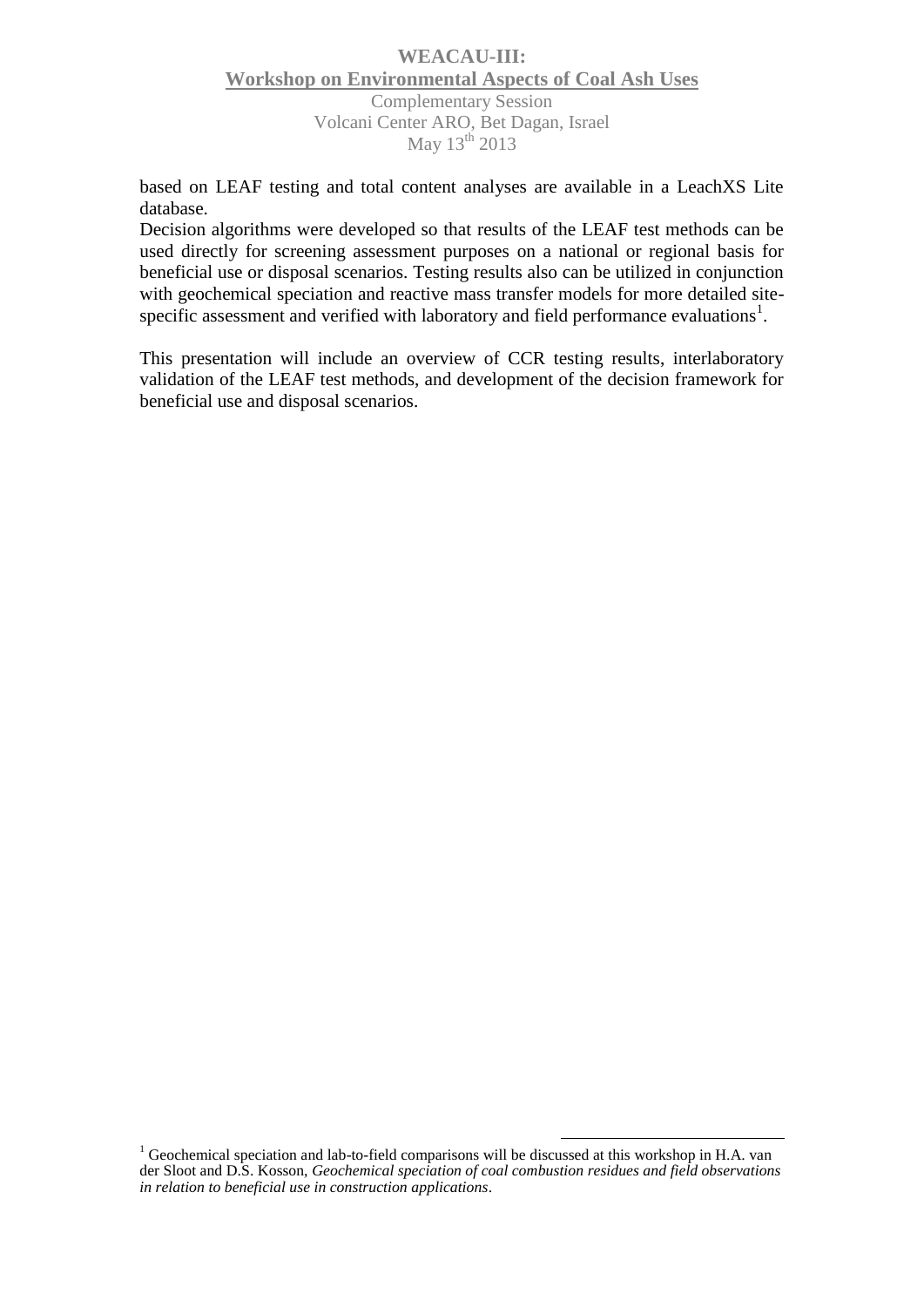based on LEAF testing and total content analyses are available in a LeachXS Lite database.
Decision algorithms were developed so that results of the LEAF test methods can be used directly for screening assessment purposes on a national or regional basis for beneficial use or disposal scenarios. Testing results also can be utilized in conjunction with geochemical speciation and reactive mass transfer models for more detailed site-specific assessment and verified with laboratory and field performance evaluations[1].

This presentation will include an overview of CCR testing results, interlaboratory validation of the LEAF test methods, and development of the decision framework for beneficial use and disposal scenarios.

[1] Geochemical speciation and lab-to-field comparisons will be discussed at this workshop in H.A. van der Sloot and D.S. Kosson, *Geochemical speciation of coal combustion residues and field observations in relation to beneficial use in construction applications*.